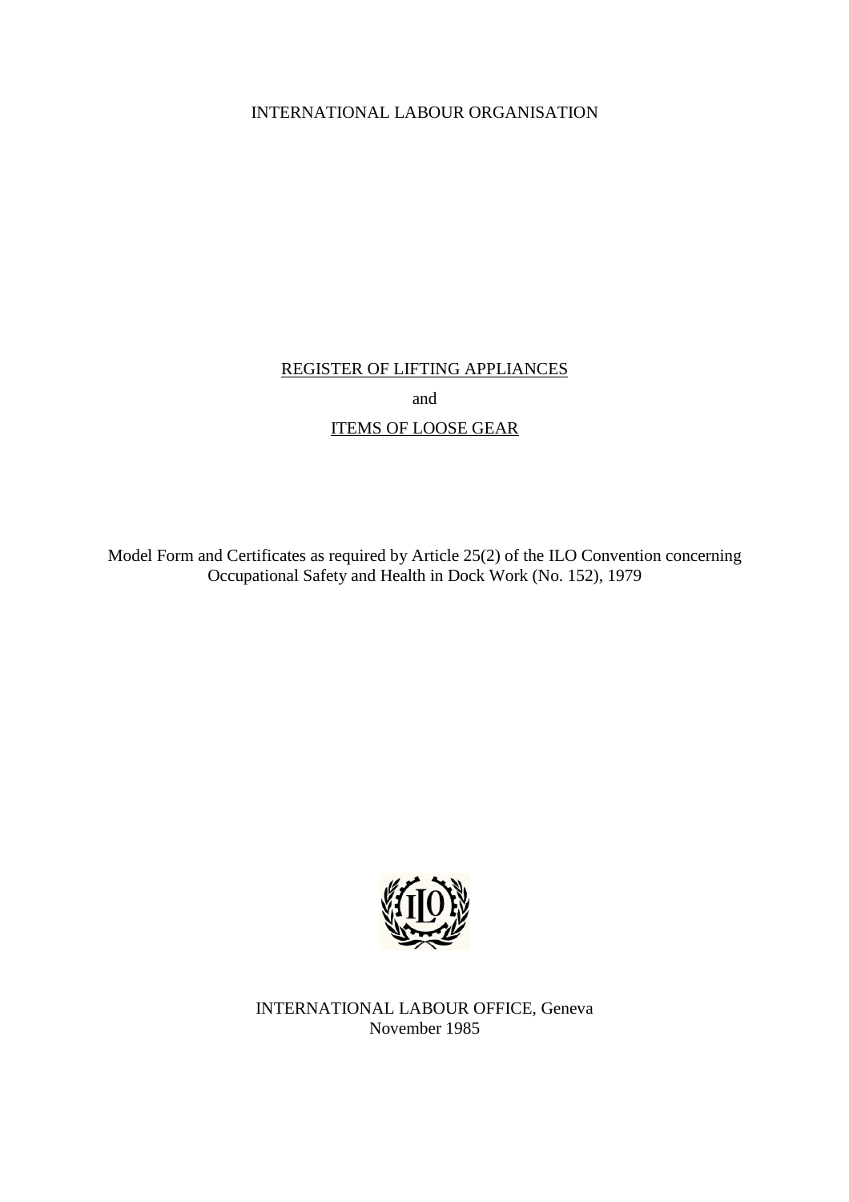INTERNATIONAL LABOUR ORGANISATION

# REGISTER OF LIFTING APPLIANCES

and

# ITEMS OF LOOSE GEAR

Model Form and Certificates as required by Article 25(2) of the ILO Convention concerning Occupational Safety and Health in Dock Work (No. 152), 1979

INTERNATIONAL LABOUR OFFICE, Geneva
November 1985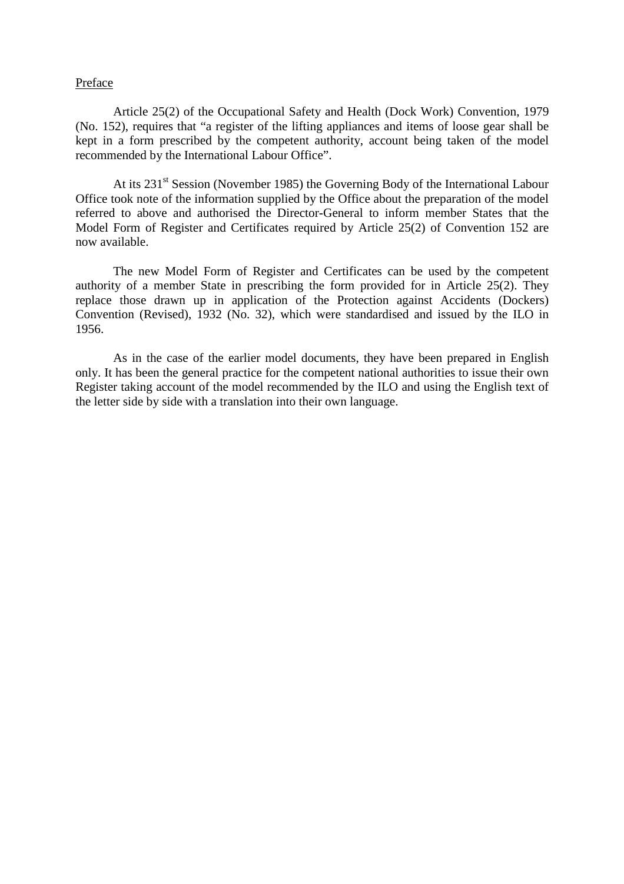Preface

Article 25(2) of the Occupational Safety and Health (Dock Work) Convention, 1979 (No. 152), requires that "a register of the lifting appliances and items of loose gear shall be kept in a form prescribed by the competent authority, account being taken of the model recommended by the International Labour Office".

At its 231st Session (November 1985) the Governing Body of the International Labour Office took note of the information supplied by the Office about the preparation of the model referred to above and authorised the Director-General to inform member States that the Model Form of Register and Certificates required by Article 25(2) of Convention 152 are now available.

The new Model Form of Register and Certificates can be used by the competent authority of a member State in prescribing the form provided for in Article 25(2). They replace those drawn up in application of the Protection against Accidents (Dockers) Convention (Revised), 1932 (No. 32), which were standardised and issued by the ILO in 1956.

As in the case of the earlier model documents, they have been prepared in English only. It has been the general practice for the competent national authorities to issue their own Register taking account of the model recommended by the ILO and using the English text of the letter side by side with a translation into their own language.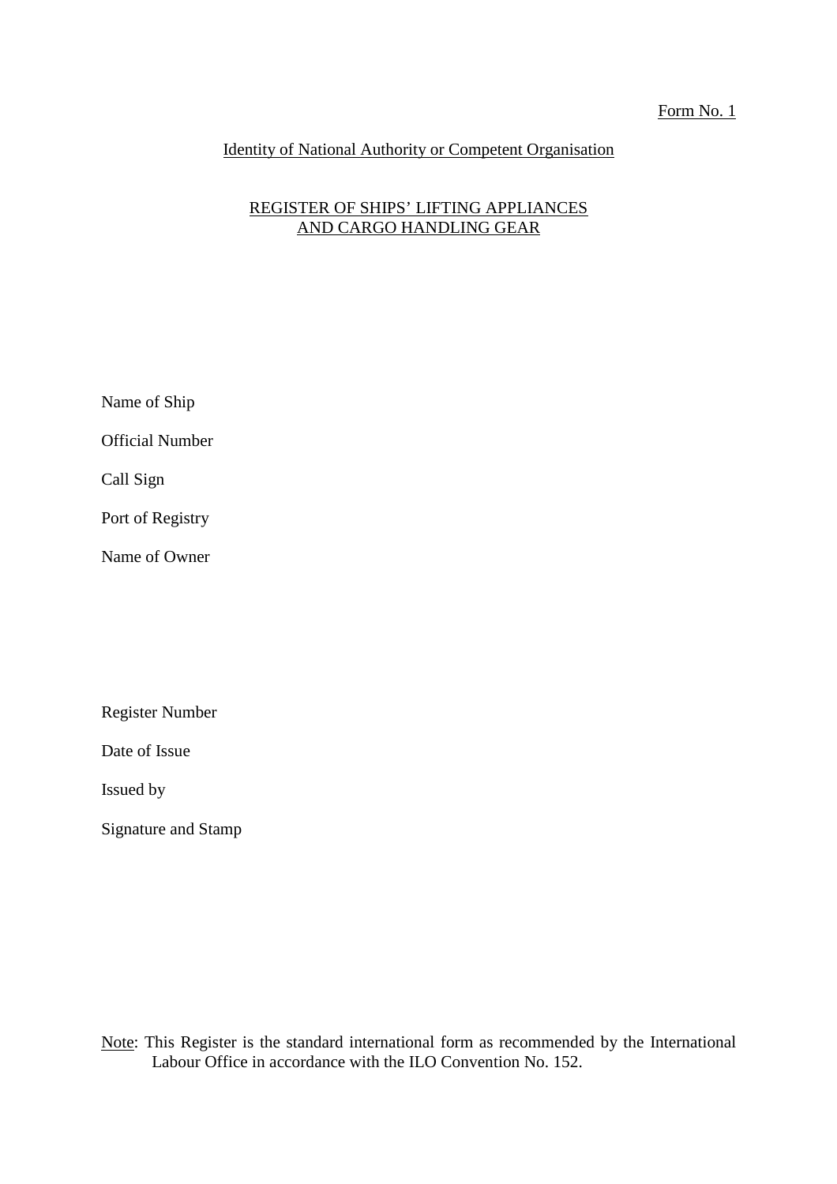Form No. 1

Identity of National Authority or Competent Organisation

# REGISTER OF SHIPS' LIFTING APPLIANCES AND CARGO HANDLING GEAR

Name of Ship

Official Number

Call Sign

Port of Registry

Name of Owner

Register Number

Date of Issue

Issued by

Signature and Stamp

Note: This Register is the standard international form as recommended by the International Labour Office in accordance with the ILO Convention No. 152.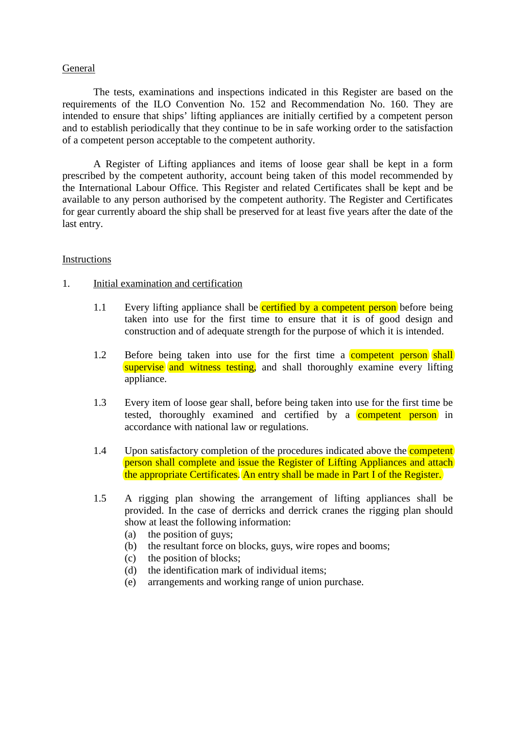## General

The tests, examinations and inspections indicated in this Register are based on the requirements of the ILO Convention No. 152 and Recommendation No. 160. They are intended to ensure that ships' lifting appliances are initially certified by a competent person and to establish periodically that they continue to be in safe working order to the satisfaction of a competent person acceptable to the competent authority.

A Register of Lifting appliances and items of loose gear shall be kept in a form prescribed by the competent authority, account being taken of this model recommended by the International Labour Office. This Register and related Certificates shall be kept and be available to any person authorised by the competent authority. The Register and Certificates for gear currently aboard the ship shall be preserved for at least five years after the date of the last entry.

## Instructions

### 1. Initial examination and certification

1.1 Every lifting appliance shall be certified by a competent person before being taken into use for the first time to ensure that it is of good design and construction and of adequate strength for the purpose of which it is intended.

1.2 Before being taken into use for the first time a competent person shall supervise and witness testing, and shall thoroughly examine every lifting appliance.

1.3 Every item of loose gear shall, before being taken into use for the first time be tested, thoroughly examined and certified by a competent person in accordance with national law or regulations.

1.4 Upon satisfactory completion of the procedures indicated above the competent person shall complete and issue the Register of Lifting Appliances and attach the appropriate Certificates. An entry shall be made in Part I of the Register.

1.5 A rigging plan showing the arrangement of lifting appliances shall be provided. In the case of derricks and derrick cranes the rigging plan should show at least the following information:

(a) the position of guys;
(b) the resultant force on blocks, guys, wire ropes and booms;
(c) the position of blocks;
(d) the identification mark of individual items;
(e) arrangements and working range of union purchase.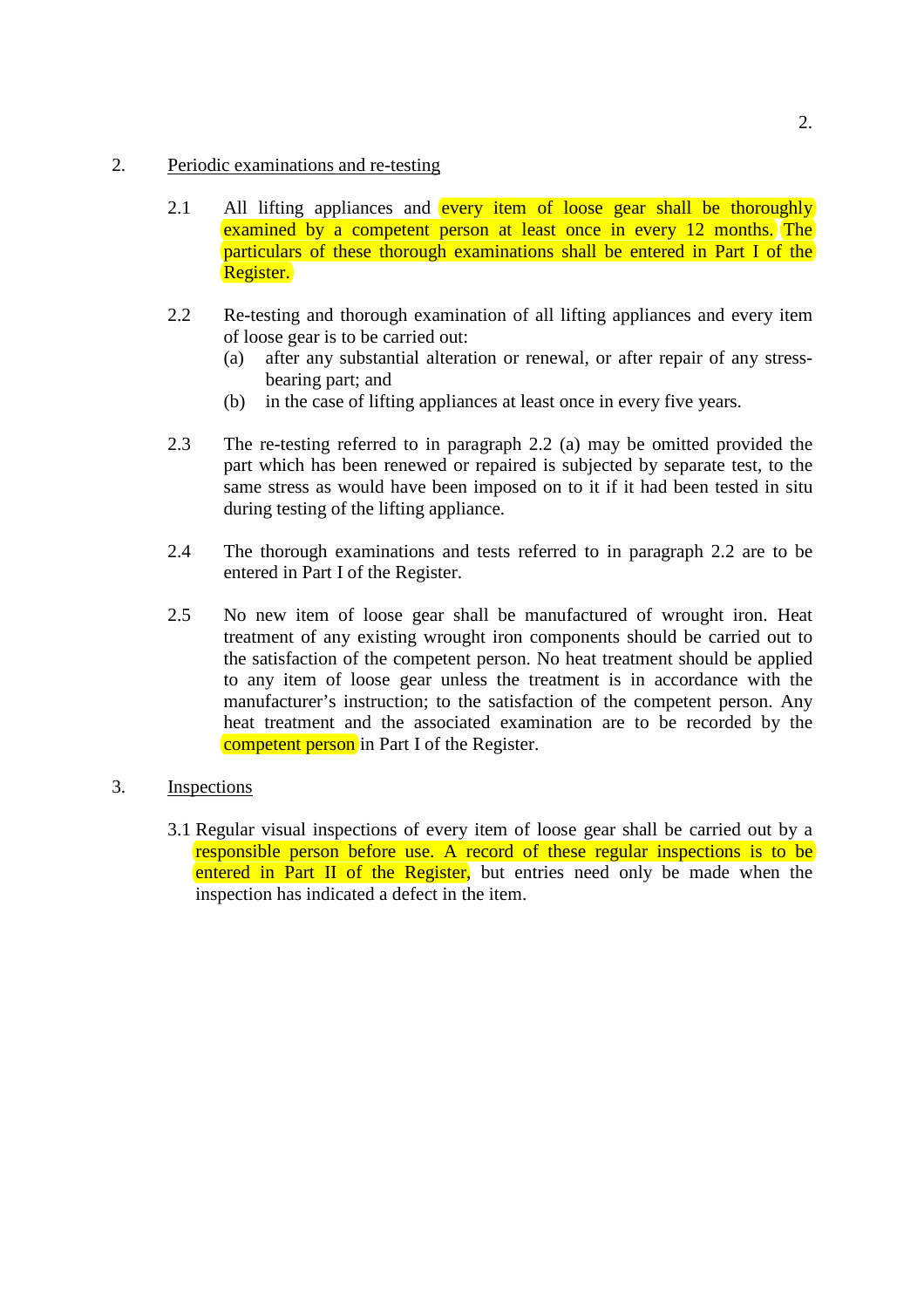## 2. Periodic examinations and re-testing

2.1 All lifting appliances and every item of loose gear shall be thoroughly examined by a competent person at least once in every 12 months. The particulars of these thorough examinations shall be entered in Part I of the Register.

2.2 Re-testing and thorough examination of all lifting appliances and every item of loose gear is to be carried out:

(a) after any substantial alteration or renewal, or after repair of any stress-bearing part; and

(b) in the case of lifting appliances at least once in every five years.

2.3 The re-testing referred to in paragraph 2.2 (a) may be omitted provided the part which has been renewed or repaired is subjected by separate test, to the same stress as would have been imposed on to it if it had been tested in situ during testing of the lifting appliance.

2.4 The thorough examinations and tests referred to in paragraph 2.2 are to be entered in Part I of the Register.

2.5 No new item of loose gear shall be manufactured of wrought iron. Heat treatment of any existing wrought iron components should be carried out to the satisfaction of the competent person. No heat treatment should be applied to any item of loose gear unless the treatment is in accordance with the manufacturer's instruction; to the satisfaction of the competent person. Any heat treatment and the associated examination are to be recorded by the competent person in Part I of the Register.

## 3. Inspections

3.1 Regular visual inspections of every item of loose gear shall be carried out by a responsible person before use. A record of these regular inspections is to be entered in Part II of the Register, but entries need only be made when the inspection has indicated a defect in the item.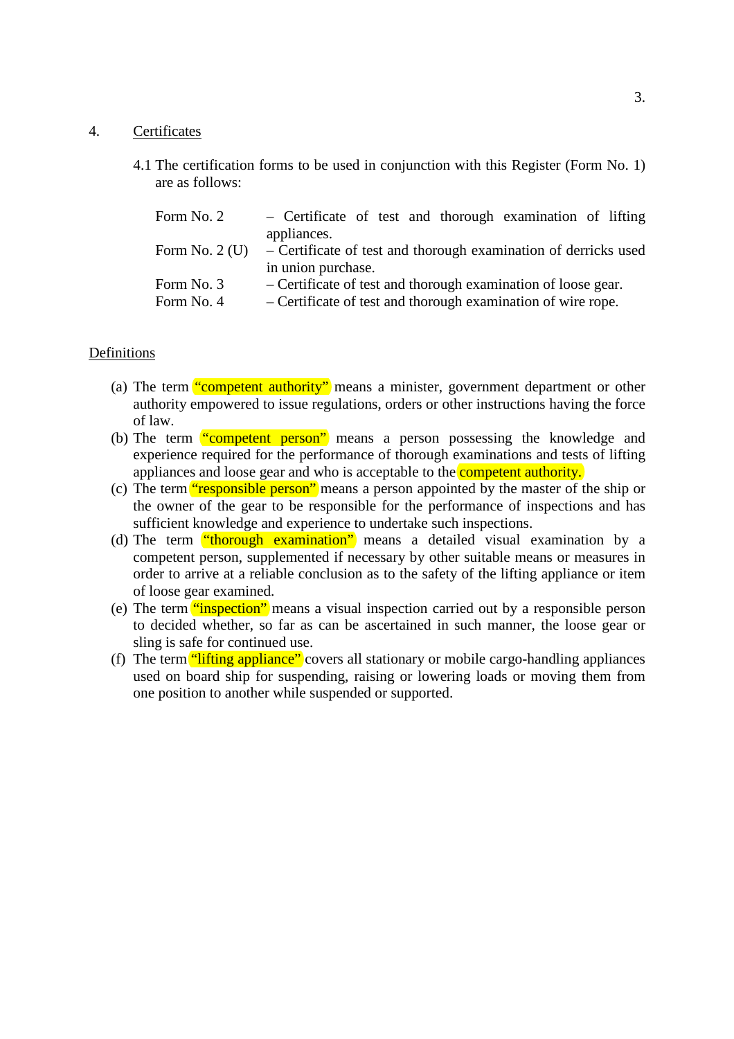## 4. Certificates

4.1 The certification forms to be used in conjunction with this Register (Form No. 1) are as follows:

| | |
|---|---|
| Form No. 2 | – Certificate of test and thorough examination of lifting appliances. |
| Form No. 2 (U) | – Certificate of test and thorough examination of derricks used in union purchase. |
| Form No. 3 | – Certificate of test and thorough examination of loose gear. |
| Form No. 4 | – Certificate of test and thorough examination of wire rope. |

## Definitions

(a) The term “competent authority” means a minister, government department or other authority empowered to issue regulations, orders or other instructions having the force of law.

(b) The term “competent person” means a person possessing the knowledge and experience required for the performance of thorough examinations and tests of lifting appliances and loose gear and who is acceptable to the competent authority.

(c) The term “responsible person” means a person appointed by the master of the ship or the owner of the gear to be responsible for the performance of inspections and has sufficient knowledge and experience to undertake such inspections.

(d) The term “thorough examination” means a detailed visual examination by a competent person, supplemented if necessary by other suitable means or measures in order to arrive at a reliable conclusion as to the safety of the lifting appliance or item of loose gear examined.

(e) The term “inspection” means a visual inspection carried out by a responsible person to decided whether, so far as can be ascertained in such manner, the loose gear or sling is safe for continued use.

(f) The term “lifting appliance” covers all stationary or mobile cargo-handling appliances used on board ship for suspending, raising or lowering loads or moving them from one position to another while suspended or supported.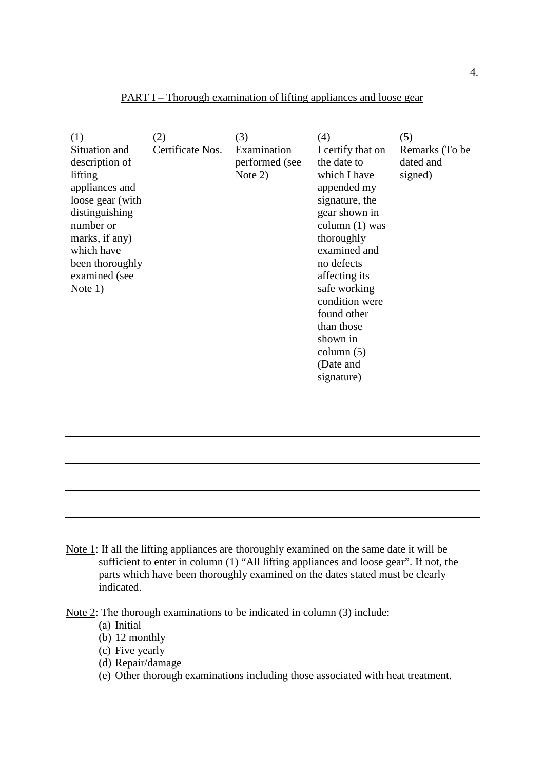## PART I – Thorough examination of lifting appliances and loose gear

| (1) Situation and description of lifting appliances and loose gear (with distinguishing number or marks, if any) which have been thoroughly examined (see Note 1) | (2) Certificate Nos. | (3) Examination performed (see Note 2) | (4) I certify that on the date to which I have appended my signature, the gear shown in column (1) was thoroughly examined and no defects affecting its safe working condition were found other than those shown in column (5) (Date and signature) | (5) Remarks (To be dated and signed) |
|---|---|---|---|---|
| | | | | |
| | | | | |
| | | | | |
| | | | | |

Note 1: If all the lifting appliances are thoroughly examined on the same date it will be sufficient to enter in column (1) “All lifting appliances and loose gear”. If not, the parts which have been thoroughly examined on the dates stated must be clearly indicated.

Note 2: The thorough examinations to be indicated in column (3) include:

(a) Initial
(b) 12 monthly
(c) Five yearly
(d) Repair/damage
(e) Other thorough examinations including those associated with heat treatment.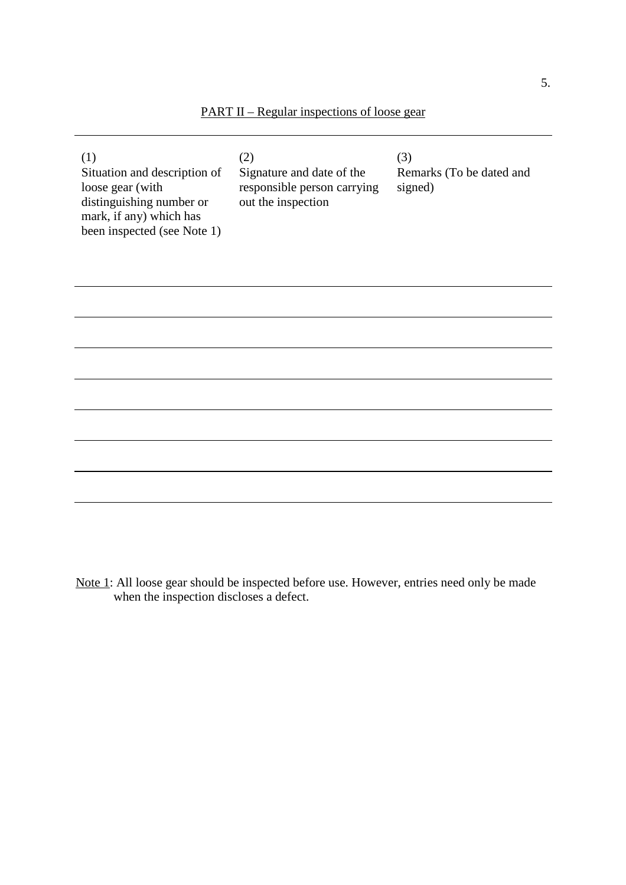## PART II – Regular inspections of loose gear

| (1) Situation and description of loose gear (with distinguishing number or mark, if any) which has been inspected (see Note 1) | (2) Signature and date of the responsible person carrying out the inspection | (3) Remarks (To be dated and signed) |
|---|---|---|
| | | |
| | | |
| | | |
| | | |
| | | |
| | | |
| | | |

Note 1: All loose gear should be inspected before use. However, entries need only be made when the inspection discloses a defect.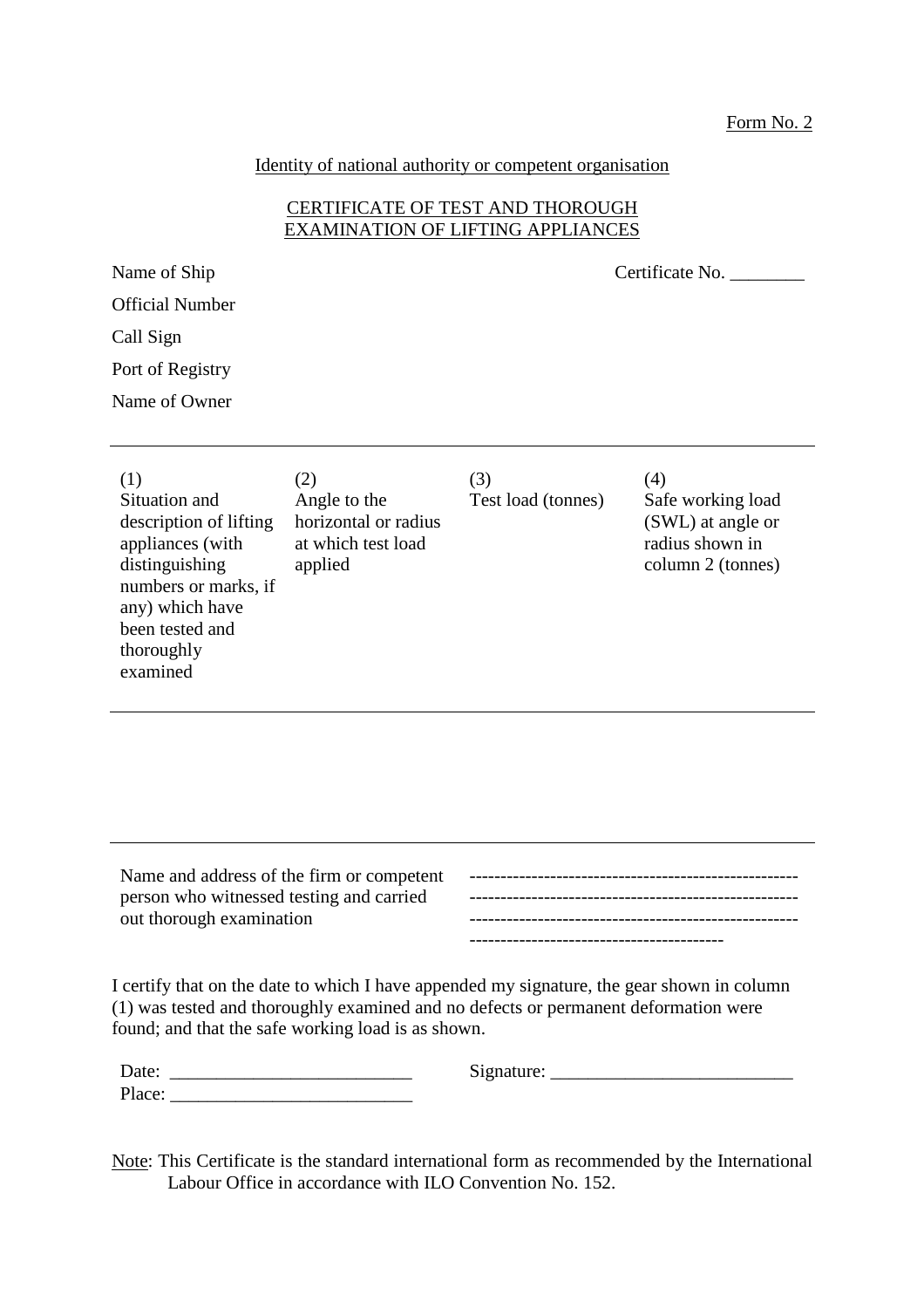Form No. 2

Identity of national authority or competent organisation

## CERTIFICATE OF TEST AND THOROUGH EXAMINATION OF LIFTING APPLIANCES

Name of Ship

Certificate No. ________

Official Number

Call Sign

Port of Registry

Name of Owner

| (1) Situation and description of lifting appliances (with distinguishing numbers or marks, if any) which have been tested and thoroughly examined | (2) Angle to the horizontal or radius at which test load applied | (3) Test load (tonnes) | (4) Safe working load (SWL) at angle or radius shown in column 2 (tonnes) |
|---|---|---|---|
| | | | |

| Name and address of the firm or competent person who witnessed testing and carried out thorough examination | ----------------------------------------------------<br>----------------------------------------------------<br>----------------------------------------------------<br>---------------------------------------- |
|---|---|

I certify that on the date to which I have appended my signature, the gear shown in column (1) was tested and thoroughly examined and no defects or permanent deformation were found; and that the safe working load is as shown.

Date: __________________________

Signature: __________________________

Place: __________________________

Note: This Certificate is the standard international form as recommended by the International Labour Office in accordance with ILO Convention No. 152.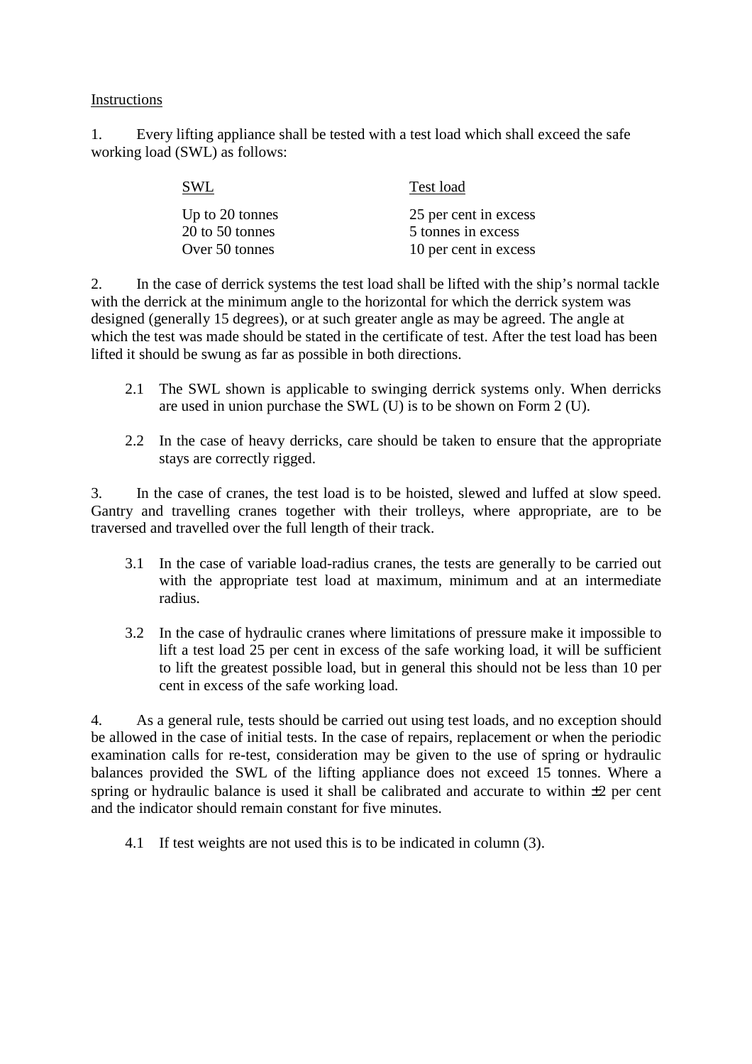Instructions

1. Every lifting appliance shall be tested with a test load which shall exceed the safe working load (SWL) as follows:

| SWL | Test load |
| --- | --- |
| Up to 20 tonnes | 25 per cent in excess |
| 20 to 50 tonnes | 5 tonnes in excess |
| Over 50 tonnes | 10 per cent in excess |

2. In the case of derrick systems the test load shall be lifted with the ship's normal tackle with the derrick at the minimum angle to the horizontal for which the derrick system was designed (generally 15 degrees), or at such greater angle as may be agreed. The angle at which the test was made should be stated in the certificate of test. After the test load has been lifted it should be swung as far as possible in both directions.

2.1 The SWL shown is applicable to swinging derrick systems only. When derricks are used in union purchase the SWL (U) is to be shown on Form 2 (U).

2.2 In the case of heavy derricks, care should be taken to ensure that the appropriate stays are correctly rigged.

3. In the case of cranes, the test load is to be hoisted, slewed and luffed at slow speed. Gantry and travelling cranes together with their trolleys, where appropriate, are to be traversed and travelled over the full length of their track.

3.1 In the case of variable load-radius cranes, the tests are generally to be carried out with the appropriate test load at maximum, minimum and at an intermediate radius.

3.2 In the case of hydraulic cranes where limitations of pressure make it impossible to lift a test load 25 per cent in excess of the safe working load, it will be sufficient to lift the greatest possible load, but in general this should not be less than 10 per cent in excess of the safe working load.

4. As a general rule, tests should be carried out using test loads, and no exception should be allowed in the case of initial tests. In the case of repairs, replacement or when the periodic examination calls for re-test, consideration may be given to the use of spring or hydraulic balances provided the SWL of the lifting appliance does not exceed 15 tonnes. Where a spring or hydraulic balance is used it shall be calibrated and accurate to within $\pm 2$ per cent and the indicator should remain constant for five minutes.

4.1 If test weights are not used this is to be indicated in column (3).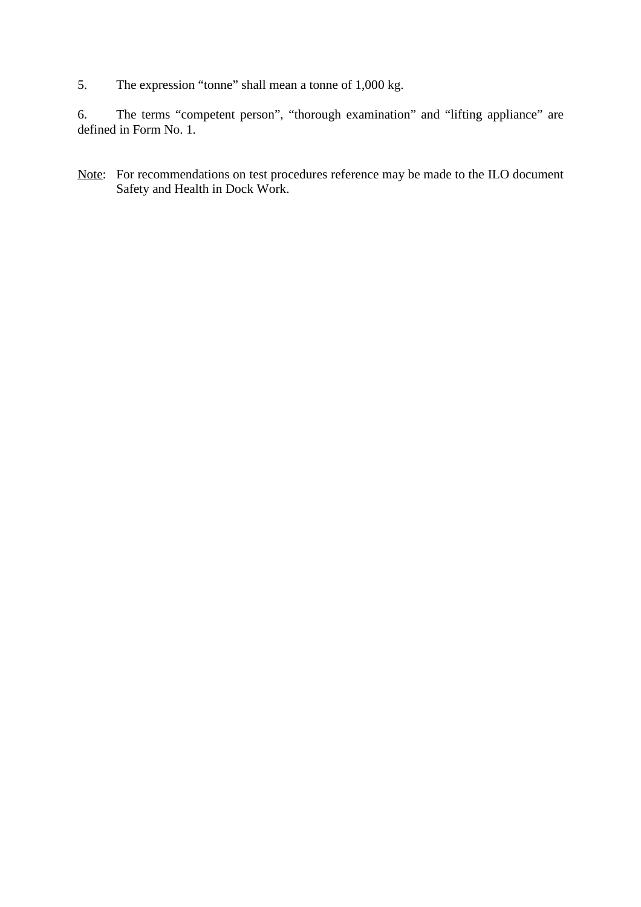5. The expression "tonne" shall mean a tonne of 1,000 kg.

6. The terms "competent person", "thorough examination" and "lifting appliance" are defined in Form No. 1.

Note: For recommendations on test procedures reference may be made to the ILO document Safety and Health in Dock Work.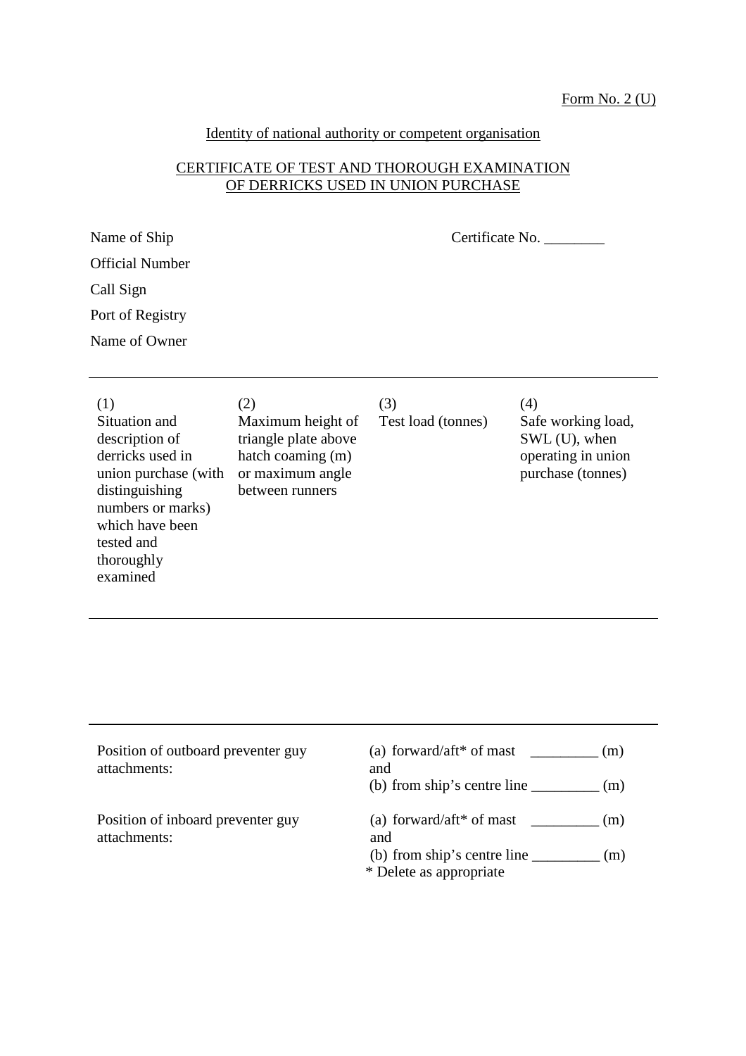Form No. 2 (U)

Identity of national authority or competent organisation

## CERTIFICATE OF TEST AND THOROUGH EXAMINATION OF DERRICKS USED IN UNION PURCHASE

Name of Ship

Certificate No. ________

Official Number

Call Sign

Port of Registry

Name of Owner

| (1) Situation and description of derricks used in union purchase (with distinguishing numbers or marks) which have been tested and thoroughly examined | (2) Maximum height of triangle plate above hatch coaming (m) or maximum angle between runners | (3) Test load (tonnes) | (4) Safe working load, SWL (U), when operating in union purchase (tonnes) |
|---|---|---|---|
| | | | |

| | |
|---|---|
| Position of outboard preventer guy attachments: | (a) forward/aft* of mast _________ (m) and (b) from ship's centre line _________ (m) |
| Position of inboard preventer guy attachments: | (a) forward/aft* of mast _________ (m) and (b) from ship's centre line _________ (m) |

\* Delete as appropriate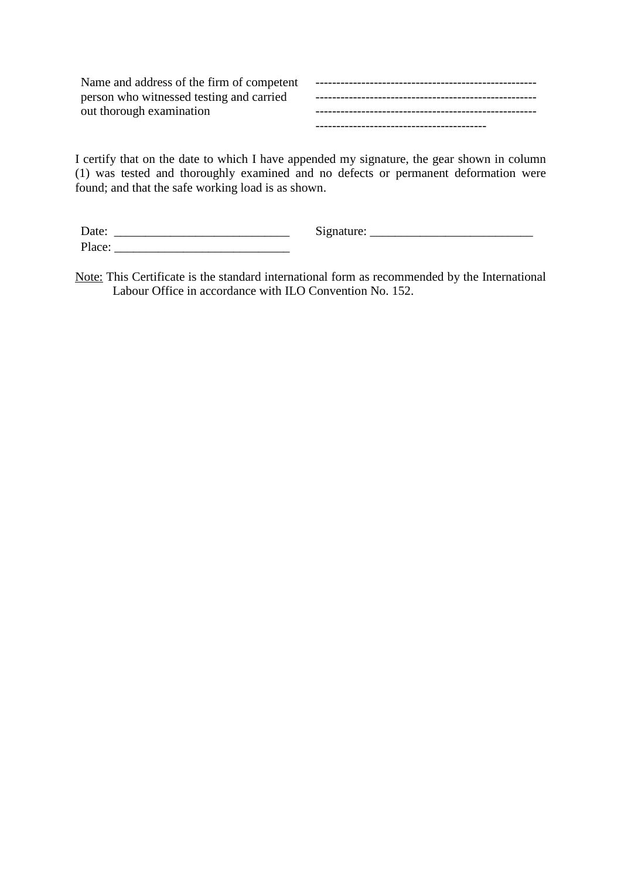| Name and address of the firm of competent person who witnessed testing and carried out thorough examination | ----------------------------------------------------- ----------------------------------------------------- ----------------------------------------------------- ----------------------------------------- |
|---|---|

I certify that on the date to which I have appended my signature, the gear shown in column (1) was tested and thoroughly examined and no defects or permanent deformation were found; and that the safe working load is as shown.

Date: ____________________________ Signature: __________________________

Place: ____________________________

Note: This Certificate is the standard international form as recommended by the International Labour Office in accordance with ILO Convention No. 152.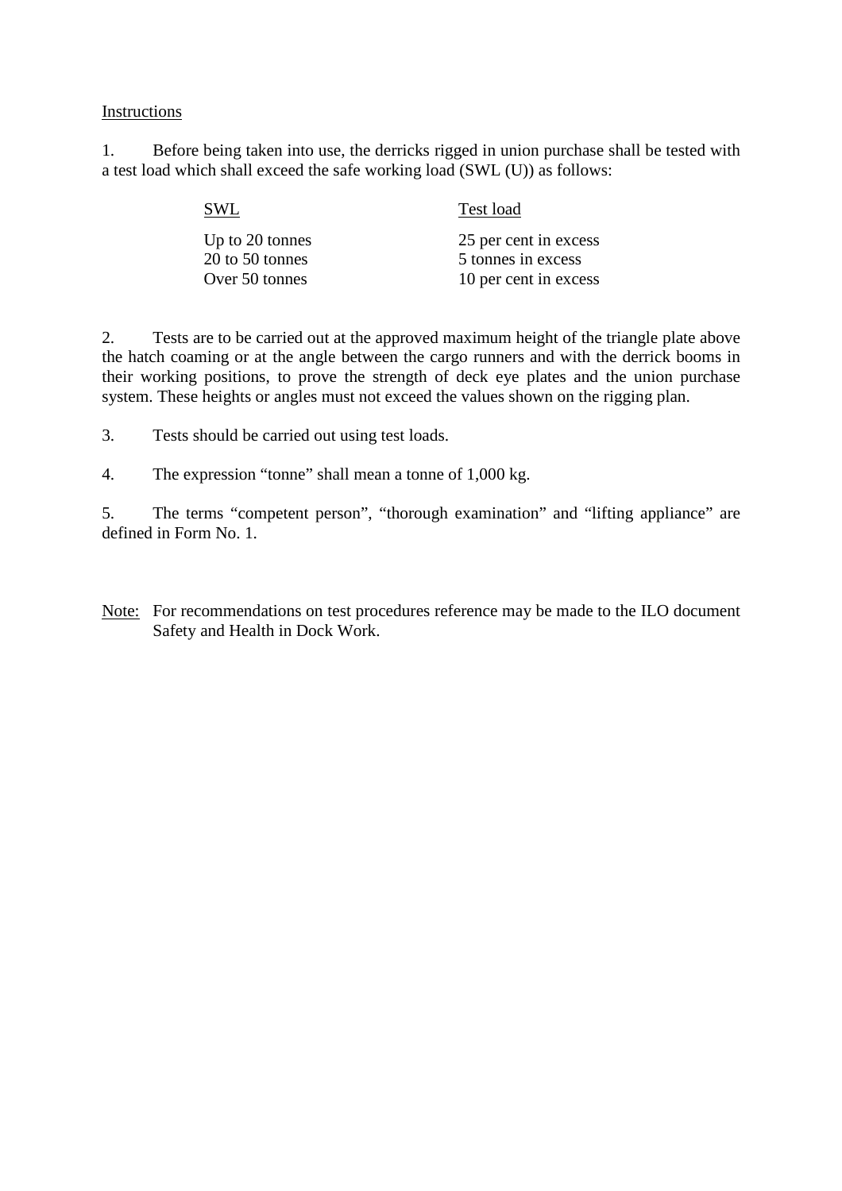Instructions

1. Before being taken into use, the derricks rigged in union purchase shall be tested with a test load which shall exceed the safe working load (SWL (U)) as follows:

| SWL | Test load |
|---|---|
| Up to 20 tonnes | 25 per cent in excess |
| 20 to 50 tonnes | 5 tonnes in excess |
| Over 50 tonnes | 10 per cent in excess |

2. Tests are to be carried out at the approved maximum height of the triangle plate above the hatch coaming or at the angle between the cargo runners and with the derrick booms in their working positions, to prove the strength of deck eye plates and the union purchase system. These heights or angles must not exceed the values shown on the rigging plan.

3. Tests should be carried out using test loads.

4. The expression “tonne” shall mean a tonne of 1,000 kg.

5. The terms “competent person”, “thorough examination” and “lifting appliance” are defined in Form No. 1.

Note: For recommendations on test procedures reference may be made to the ILO document Safety and Health in Dock Work.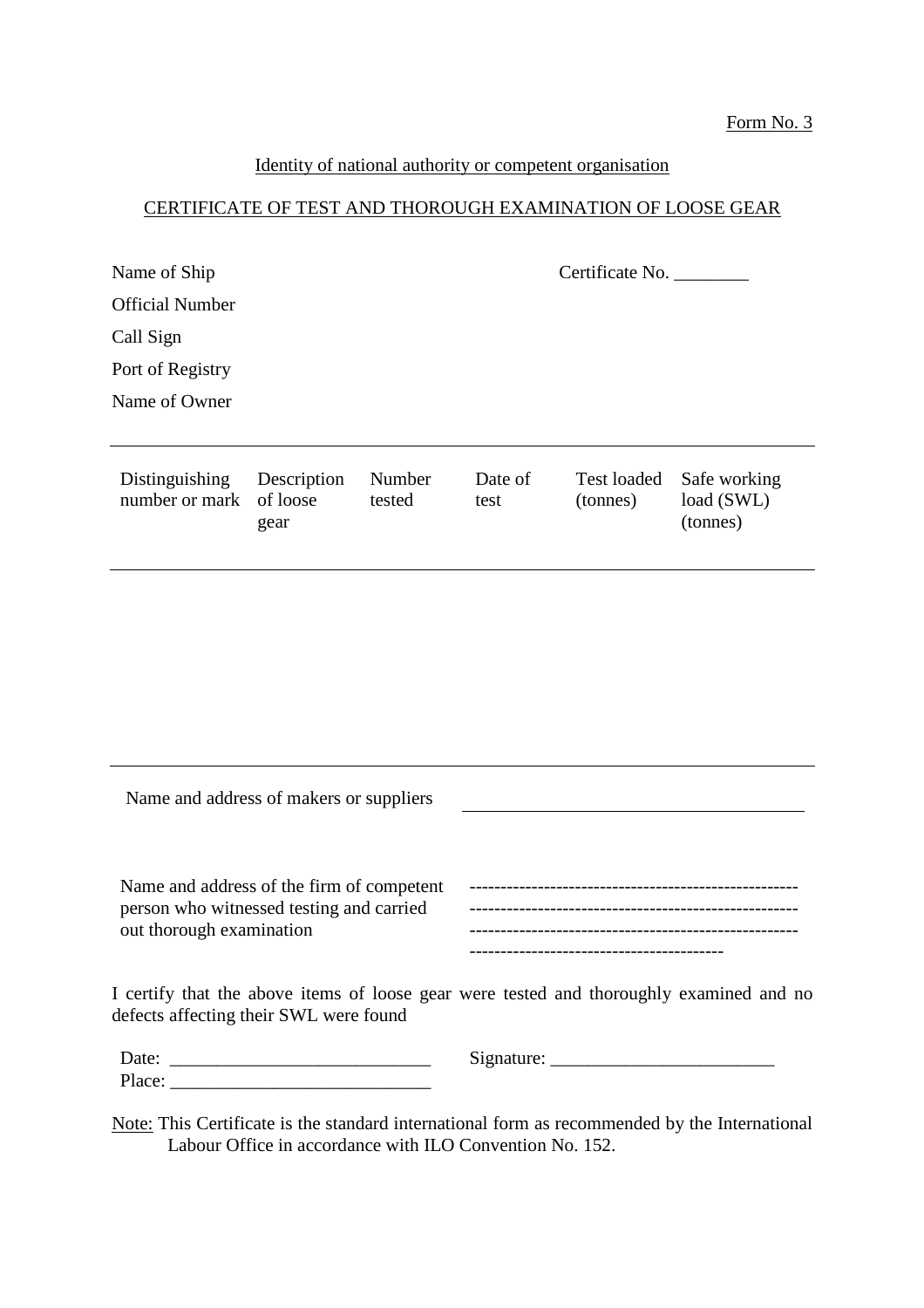Form No. 3

Identity of national authority or competent organisation

CERTIFICATE OF TEST AND THOROUGH EXAMINATION OF LOOSE GEAR

Name of Ship    Certificate No. ________

Official Number

Call Sign

Port of Registry

Name of Owner

| Distinguishing number or mark | Description of loose gear | Number tested | Date of test | Test loaded (tonnes) | Safe working load (SWL) (tonnes) |
|---|---|---|---|---|---|
| | | | | | |

Name and address of makers or suppliers ______________________________

Name and address of the firm of competent person who witnessed testing and carried out thorough examination
----------------------------------------------------
----------------------------------------------------
----------------------------------------------------
----------------------------------------

I certify that the above items of loose gear were tested and thoroughly examined and no defects affecting their SWL were found

Date: ____________________________    Signature: ________________________

Place: ____________________________

Note: This Certificate is the standard international form as recommended by the International Labour Office in accordance with ILO Convention No. 152.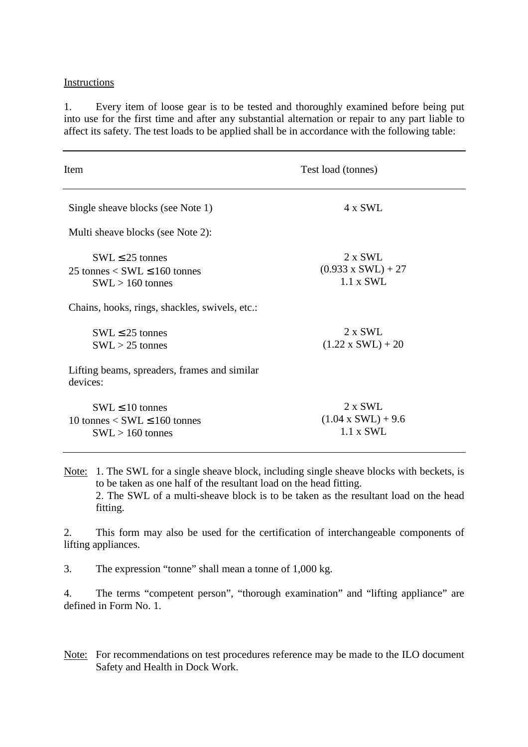Instructions

1. Every item of loose gear is to be tested and thoroughly examined before being put into use for the first time and after any substantial alternation or repair to any part liable to affect its safety. The test loads to be applied shall be in accordance with the following table:

| Item | Test load (tonnes) |
|---|---|
| Single sheave blocks (see Note 1) | 4 x SWL |
| Multi sheave blocks (see Note 2): | |
| SWL ≤ 25 tonnes | 2 x SWL |
| 25 tonnes < SWL ≤ 160 tonnes | (0.933 x SWL) + 27 |
| SWL > 160 tonnes | 1.1 x SWL |
| Chains, hooks, rings, shackles, swivels, etc.: | |
| SWL ≤ 25 tonnes | 2 x SWL |
| SWL > 25 tonnes | (1.22 x SWL) + 20 |
| Lifting beams, spreaders, frames and similar devices: | |
| SWL ≤ 10 tonnes | 2 x SWL |
| 10 tonnes < SWL ≤ 160 tonnes | (1.04 x SWL) + 9.6 |
| SWL > 160 tonnes | 1.1 x SWL |

Note: 1. The SWL for a single sheave block, including single sheave blocks with beckets, is to be taken as one half of the resultant load on the head fitting.
2. The SWL of a multi-sheave block is to be taken as the resultant load on the head fitting.

2. This form may also be used for the certification of interchangeable components of lifting appliances.

3. The expression "tonne" shall mean a tonne of 1,000 kg.

4. The terms "competent person", "thorough examination" and "lifting appliance" are defined in Form No. 1.

Note: For recommendations on test procedures reference may be made to the ILO document Safety and Health in Dock Work.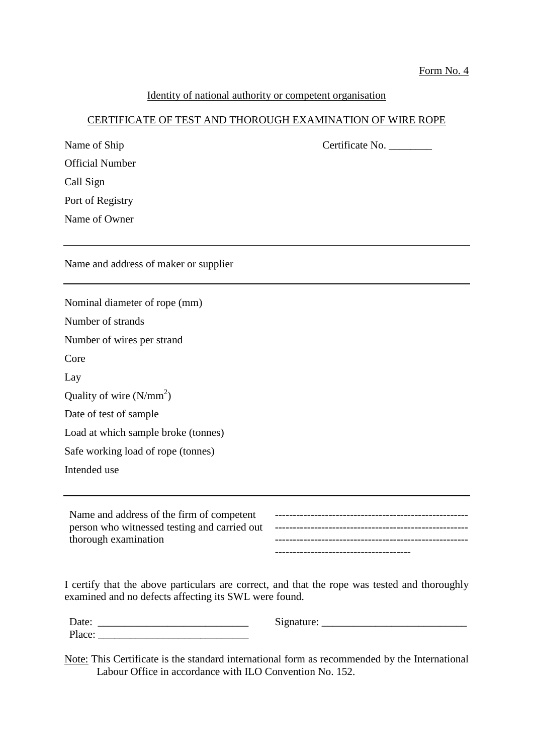Form No. 4

Identity of national authority or competent organisation

## CERTIFICATE OF TEST AND THOROUGH EXAMINATION OF WIRE ROPE

Name of Ship — Certificate No. ________

Official Number

Call Sign

Port of Registry

Name of Owner

---

Name and address of maker or supplier

---

Nominal diameter of rope (mm)

Number of strands

Number of wires per strand

Core

Lay

Quality of wire ($N/mm^2$)

Date of test of sample

Load at which sample broke (tonnes)

Safe working load of rope (tonnes)

Intended use

---

| Name and address of the firm of competent person who witnessed testing and carried out thorough examination | ----------------------------------------------------<br>----------------------------------------------------<br>----------------------------------------------------<br>------------------------------------- |
|---|---|

I certify that the above particulars are correct, and that the rope was tested and thoroughly examined and no defects affecting its SWL were found.

Date: ___________________________ Signature: __________________________

Place: ___________________________

Note: This Certificate is the standard international form as recommended by the International Labour Office in accordance with ILO Convention No. 152.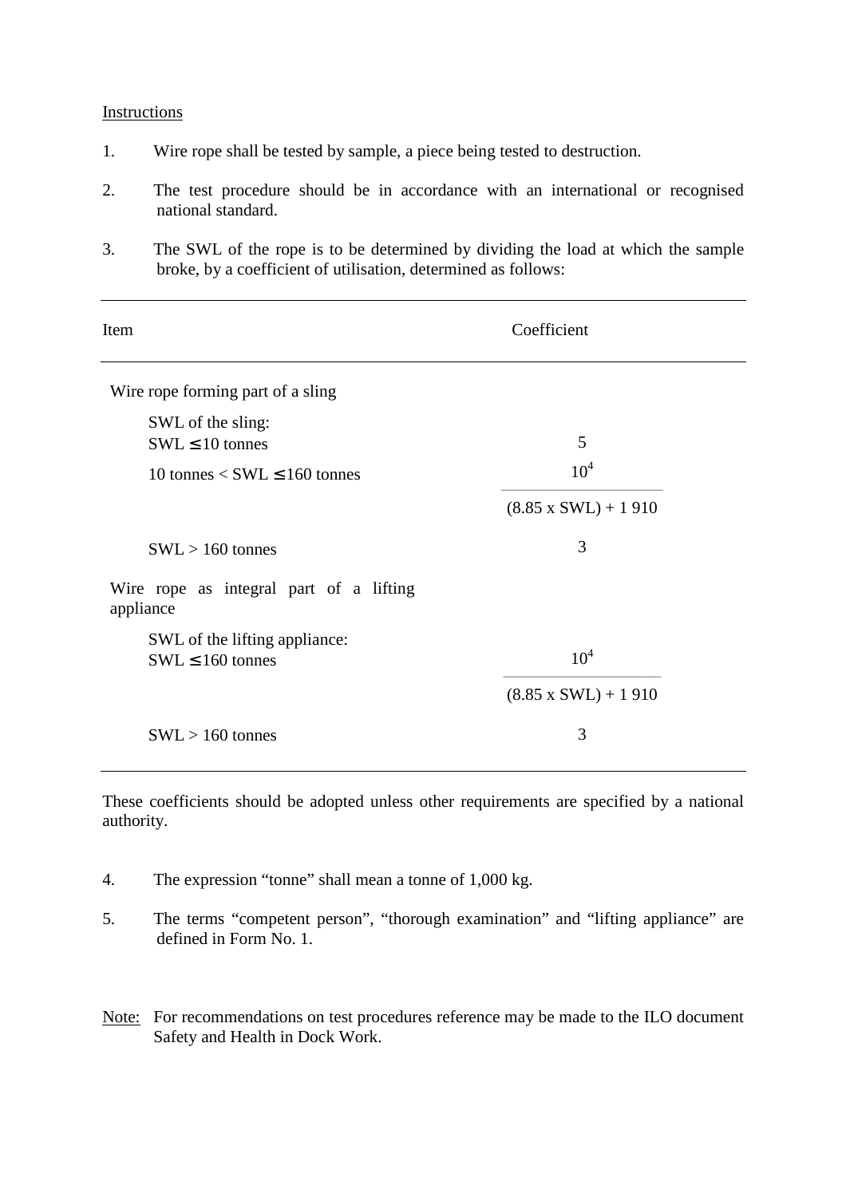Instructions

1. Wire rope shall be tested by sample, a piece being tested to destruction.

2. The test procedure should be in accordance with an international or recognised national standard.

3. The SWL of the rope is to be determined by dividing the load at which the sample broke, by a coefficient of utilisation, determined as follows:

| Item | Coefficient |
|---|---|
| Wire rope forming part of a sling | |
| SWL of the sling: SWL ≤ 10 tonnes | 5 |
| 10 tonnes < SWL ≤ 160 tonnes | $\frac{10^4}{(8.85 \times SWL) + 1\,910}$ |
| SWL > 160 tonnes | 3 |
| Wire rope as integral part of a lifting appliance | |
| SWL of the lifting appliance: SWL ≤ 160 tonnes | $\frac{10^4}{(8.85 \times SWL) + 1\,910}$ |
| SWL > 160 tonnes | 3 |

These coefficients should be adopted unless other requirements are specified by a national authority.

4. The expression “tonne” shall mean a tonne of 1,000 kg.

5. The terms “competent person”, “thorough examination” and “lifting appliance” are defined in Form No. 1.

Note: For recommendations on test procedures reference may be made to the ILO document Safety and Health in Dock Work.